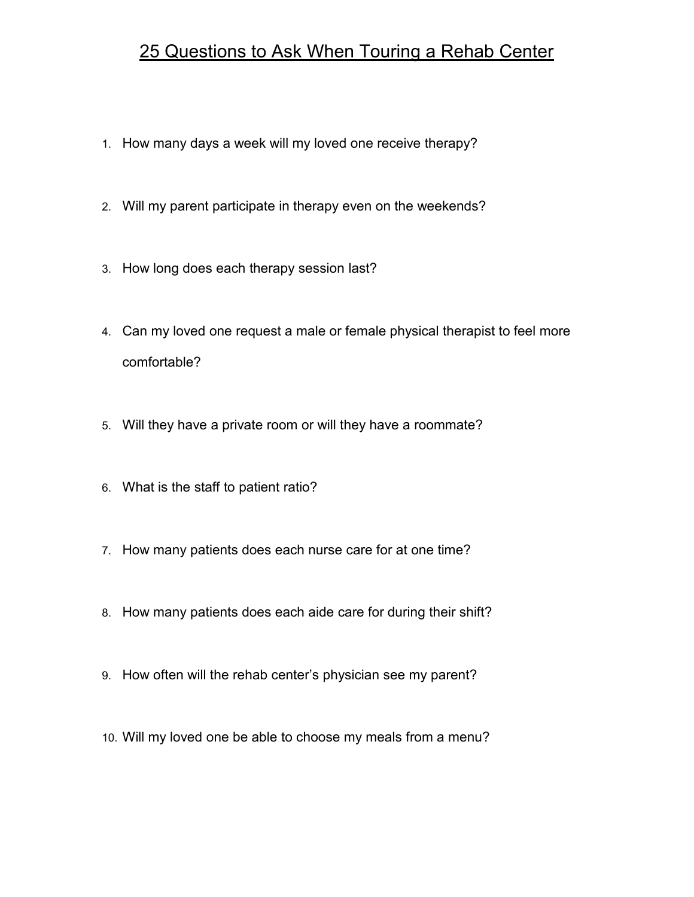# 25 Questions to Ask When Touring a Rehab Center

1. How many days a week will my loved one receive therapy?
2. Will my parent participate in therapy even on the weekends?
3. How long does each therapy session last?
4. Can my loved one request a male or female physical therapist to feel more comfortable?
5. Will they have a private room or will they have a roommate?
6. What is the staff to patient ratio?
7. How many patients does each nurse care for at one time?
8. How many patients does each aide care for during their shift?
9. How often will the rehab center's physician see my parent?
10. Will my loved one be able to choose my meals from a menu?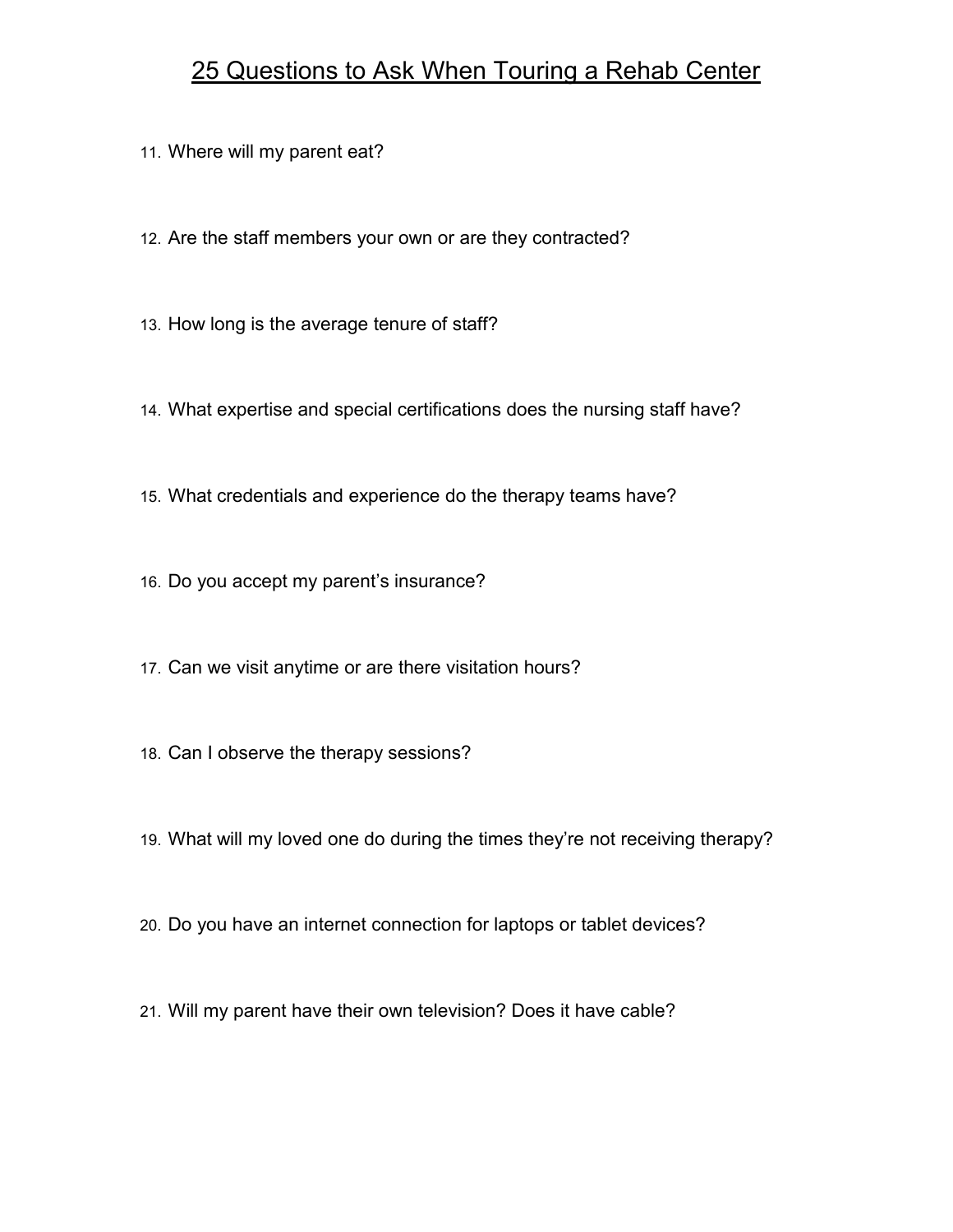# 25 Questions to Ask When Touring a Rehab Center

11. Where will my parent eat?
12. Are the staff members your own or are they contracted?
13. How long is the average tenure of staff?
14. What expertise and special certifications does the nursing staff have?
15. What credentials and experience do the therapy teams have?
16. Do you accept my parent's insurance?
17. Can we visit anytime or are there visitation hours?
18. Can I observe the therapy sessions?
19. What will my loved one do during the times they're not receiving therapy?
20. Do you have an internet connection for laptops or tablet devices?
21. Will my parent have their own television? Does it have cable?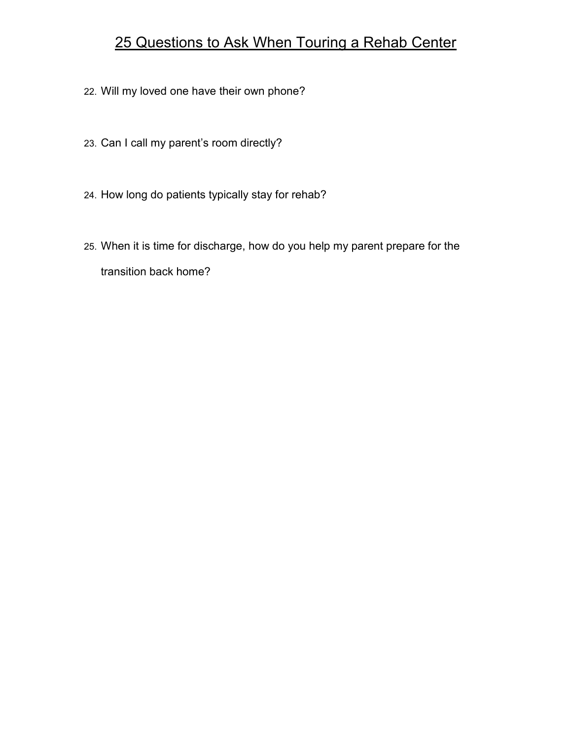# 25 Questions to Ask When Touring a Rehab Center

22. Will my loved one have their own phone?

23. Can I call my parent's room directly?

24. How long do patients typically stay for rehab?

25. When it is time for discharge, how do you help my parent prepare for the transition back home?